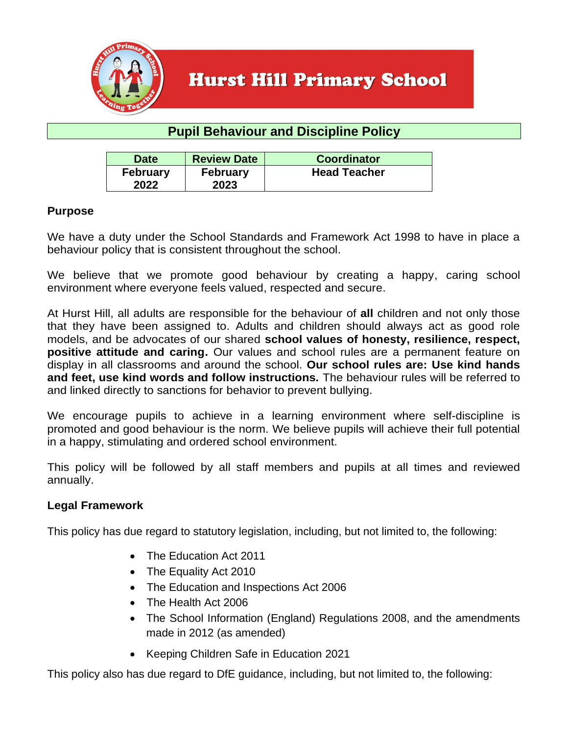# Hurst Hill Primary School

## Pupil Behaviour and Discipline Policy

| Date | Review Date | Coordinator |
|---|---|---|
| February 2022 | February 2023 | Head Teacher |

### Purpose

We have a duty under the School Standards and Framework Act 1998 to have in place a behaviour policy that is consistent throughout the school.

We believe that we promote good behaviour by creating a happy, caring school environment where everyone feels valued, respected and secure.

At Hurst Hill, all adults are responsible for the behaviour of **all** children and not only those that they have been assigned to. Adults and children should always act as good role models, and be advocates of our shared **school values of honesty, resilience, respect, positive attitude and caring.** Our values and school rules are a permanent feature on display in all classrooms and around the school. **Our school rules are: Use kind hands and feet, use kind words and follow instructions.** The behaviour rules will be referred to and linked directly to sanctions for behavior to prevent bullying.

We encourage pupils to achieve in a learning environment where self-discipline is promoted and good behaviour is the norm. We believe pupils will achieve their full potential in a happy, stimulating and ordered school environment.

This policy will be followed by all staff members and pupils at all times and reviewed annually.

### Legal Framework

This policy has due regard to statutory legislation, including, but not limited to, the following:

- The Education Act 2011
- The Equality Act 2010
- The Education and Inspections Act 2006
- The Health Act 2006
- The School Information (England) Regulations 2008, and the amendments made in 2012 (as amended)
- Keeping Children Safe in Education 2021

This policy also has due regard to DfE guidance, including, but not limited to, the following: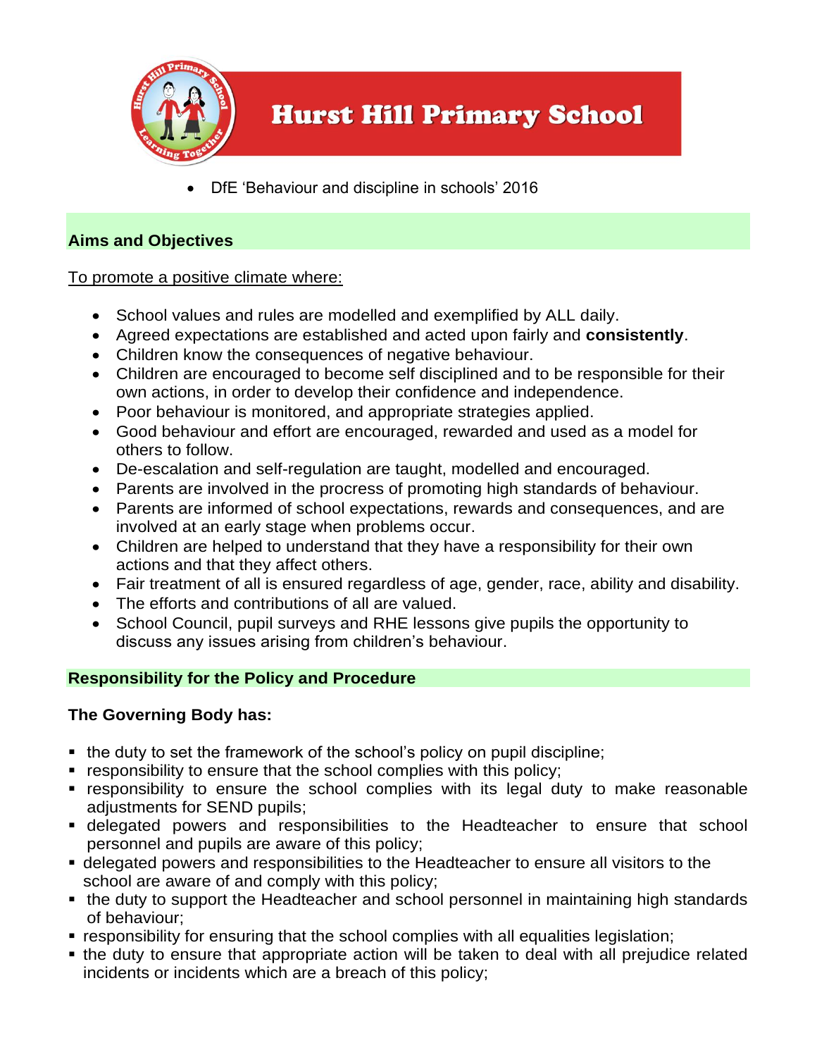- DfE 'Behaviour and discipline in schools' 2016

## Aims and Objectives

To promote a positive climate where:

- School values and rules are modelled and exemplified by ALL daily.
- Agreed expectations are established and acted upon fairly and **consistently**.
- Children know the consequences of negative behaviour.
- Children are encouraged to become self disciplined and to be responsible for their own actions, in order to develop their confidence and independence.
- Poor behaviour is monitored, and appropriate strategies applied.
- Good behaviour and effort are encouraged, rewarded and used as a model for others to follow.
- De-escalation and self-regulation are taught, modelled and encouraged.
- Parents are involved in the procress of promoting high standards of behaviour.
- Parents are informed of school expectations, rewards and consequences, and are involved at an early stage when problems occur.
- Children are helped to understand that they have a responsibility for their own actions and that they affect others.
- Fair treatment of all is ensured regardless of age, gender, race, ability and disability.
- The efforts and contributions of all are valued.
- School Council, pupil surveys and RHE lessons give pupils the opportunity to discuss any issues arising from children's behaviour.

## Responsibility for the Policy and Procedure

### The Governing Body has:

- the duty to set the framework of the school's policy on pupil discipline;
- responsibility to ensure that the school complies with this policy;
- responsibility to ensure the school complies with its legal duty to make reasonable adjustments for SEND pupils;
- delegated powers and responsibilities to the Headteacher to ensure that school personnel and pupils are aware of this policy;
- delegated powers and responsibilities to the Headteacher to ensure all visitors to the school are aware of and comply with this policy;
- the duty to support the Headteacher and school personnel in maintaining high standards of behaviour;
- responsibility for ensuring that the school complies with all equalities legislation;
- the duty to ensure that appropriate action will be taken to deal with all prejudice related incidents or incidents which are a breach of this policy;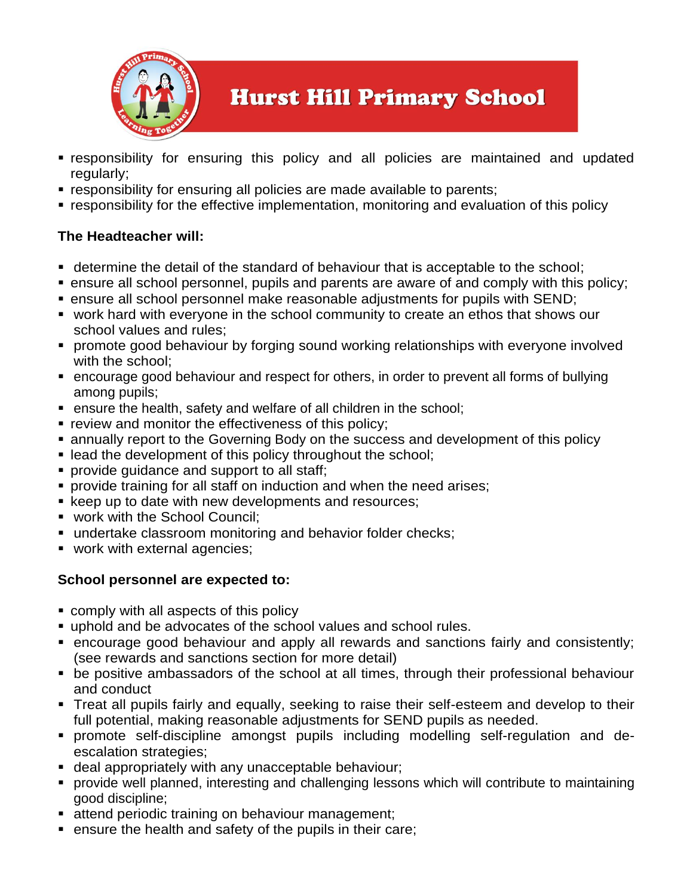- responsibility for ensuring this policy and all policies are maintained and updated regularly;
- responsibility for ensuring all policies are made available to parents;
- responsibility for the effective implementation, monitoring and evaluation of this policy

**The Headteacher will:**

- determine the detail of the standard of behaviour that is acceptable to the school;
- ensure all school personnel, pupils and parents are aware of and comply with this policy;
- ensure all school personnel make reasonable adjustments for pupils with SEND;
- work hard with everyone in the school community to create an ethos that shows our school values and rules;
- promote good behaviour by forging sound working relationships with everyone involved with the school;
- encourage good behaviour and respect for others, in order to prevent all forms of bullying among pupils;
- ensure the health, safety and welfare of all children in the school;
- review and monitor the effectiveness of this policy;
- annually report to the Governing Body on the success and development of this policy
- lead the development of this policy throughout the school;
- provide guidance and support to all staff;
- provide training for all staff on induction and when the need arises;
- keep up to date with new developments and resources;
- work with the School Council;
- undertake classroom monitoring and behavior folder checks;
- work with external agencies;

**School personnel are expected to:**

- comply with all aspects of this policy
- uphold and be advocates of the school values and school rules.
- encourage good behaviour and apply all rewards and sanctions fairly and consistently; (see rewards and sanctions section for more detail)
- be positive ambassadors of the school at all times, through their professional behaviour and conduct
- Treat all pupils fairly and equally, seeking to raise their self-esteem and develop to their full potential, making reasonable adjustments for SEND pupils as needed.
- promote self-discipline amongst pupils including modelling self-regulation and de-escalation strategies;
- deal appropriately with any unacceptable behaviour;
- provide well planned, interesting and challenging lessons which will contribute to maintaining good discipline;
- attend periodic training on behaviour management;
- ensure the health and safety of the pupils in their care;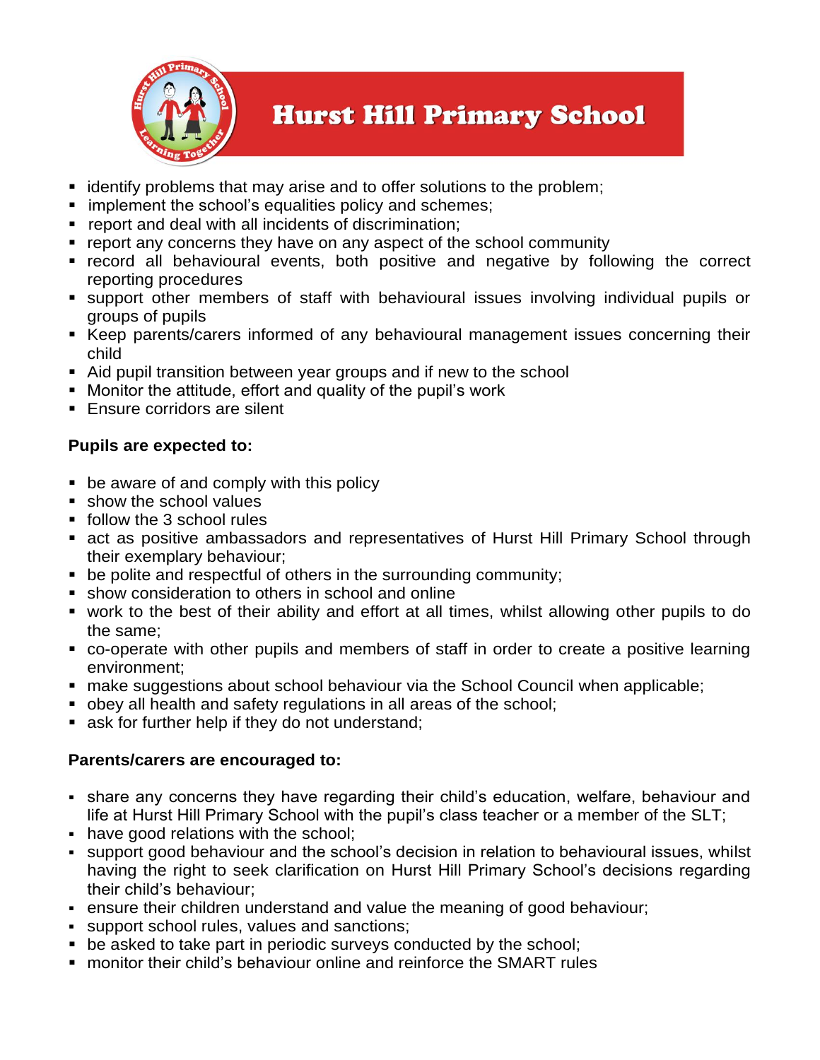- identify problems that may arise and to offer solutions to the problem;
- implement the school's equalities policy and schemes;
- report and deal with all incidents of discrimination;
- report any concerns they have on any aspect of the school community
- record all behavioural events, both positive and negative by following the correct reporting procedures
- support other members of staff with behavioural issues involving individual pupils or groups of pupils
- Keep parents/carers informed of any behavioural management issues concerning their child
- Aid pupil transition between year groups and if new to the school
- Monitor the attitude, effort and quality of the pupil's work
- Ensure corridors are silent

**Pupils are expected to:**

- be aware of and comply with this policy
- show the school values
- follow the 3 school rules
- act as positive ambassadors and representatives of Hurst Hill Primary School through their exemplary behaviour;
- be polite and respectful of others in the surrounding community;
- show consideration to others in school and online
- work to the best of their ability and effort at all times, whilst allowing other pupils to do the same;
- co-operate with other pupils and members of staff in order to create a positive learning environment;
- make suggestions about school behaviour via the School Council when applicable;
- obey all health and safety regulations in all areas of the school;
- ask for further help if they do not understand;

**Parents/carers are encouraged to:**

- share any concerns they have regarding their child's education, welfare, behaviour and life at Hurst Hill Primary School with the pupil's class teacher or a member of the SLT;
- have good relations with the school;
- support good behaviour and the school's decision in relation to behavioural issues, whilst having the right to seek clarification on Hurst Hill Primary School's decisions regarding their child's behaviour;
- ensure their children understand and value the meaning of good behaviour;
- support school rules, values and sanctions;
- be asked to take part in periodic surveys conducted by the school;
- monitor their child's behaviour online and reinforce the SMART rules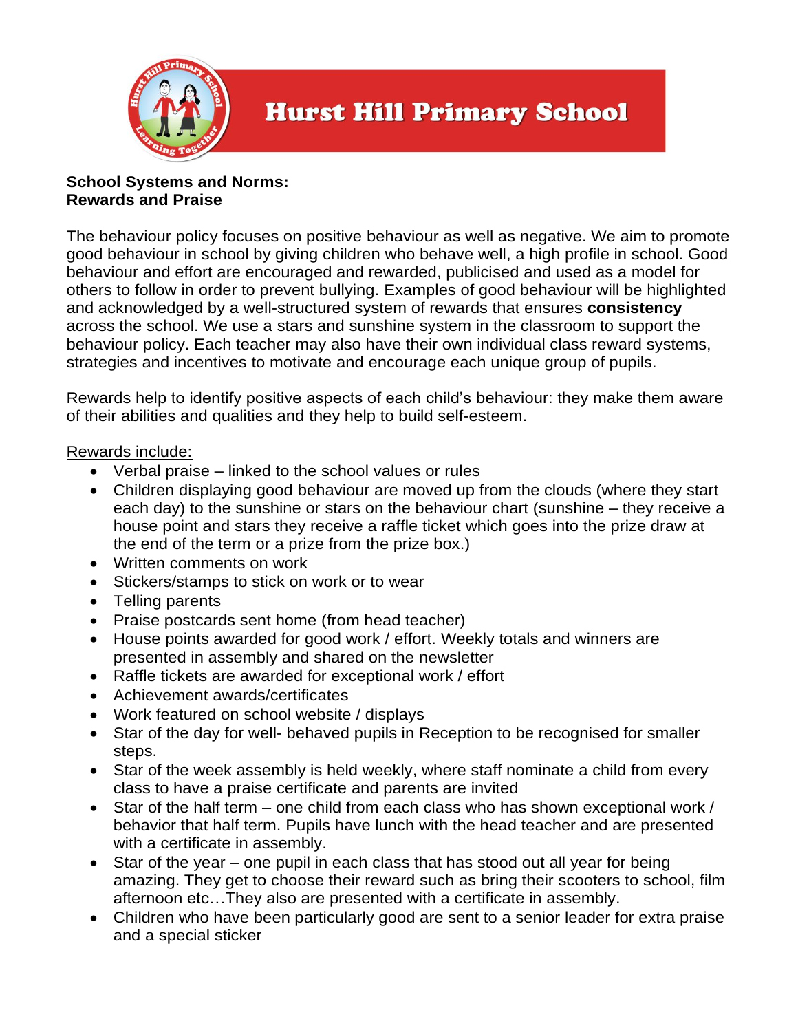**School Systems and Norms:**
**Rewards and Praise**

The behaviour policy focuses on positive behaviour as well as negative. We aim to promote good behaviour in school by giving children who behave well, a high profile in school. Good behaviour and effort are encouraged and rewarded, publicised and used as a model for others to follow in order to prevent bullying. Examples of good behaviour will be highlighted and acknowledged by a well-structured system of rewards that ensures **consistency** across the school. We use a stars and sunshine system in the classroom to support the behaviour policy. Each teacher may also have their own individual class reward systems, strategies and incentives to motivate and encourage each unique group of pupils.

Rewards help to identify positive aspects of each child's behaviour: they make them aware of their abilities and qualities and they help to build self-esteem.

<u>Rewards include:</u>

- Verbal praise – linked to the school values or rules
- Children displaying good behaviour are moved up from the clouds (where they start each day) to the sunshine or stars on the behaviour chart (sunshine – they receive a house point and stars they receive a raffle ticket which goes into the prize draw at the end of the term or a prize from the prize box.)
- Written comments on work
- Stickers/stamps to stick on work or to wear
- Telling parents
- Praise postcards sent home (from head teacher)
- House points awarded for good work / effort. Weekly totals and winners are presented in assembly and shared on the newsletter
- Raffle tickets are awarded for exceptional work / effort
- Achievement awards/certificates
- Work featured on school website / displays
- Star of the day for well- behaved pupils in Reception to be recognised for smaller steps.
- Star of the week assembly is held weekly, where staff nominate a child from every class to have a praise certificate and parents are invited
- Star of the half term – one child from each class who has shown exceptional work / behavior that half term. Pupils have lunch with the head teacher and are presented with a certificate in assembly.
- Star of the year – one pupil in each class that has stood out all year for being amazing. They get to choose their reward such as bring their scooters to school, film afternoon etc…They also are presented with a certificate in assembly.
- Children who have been particularly good are sent to a senior leader for extra praise and a special sticker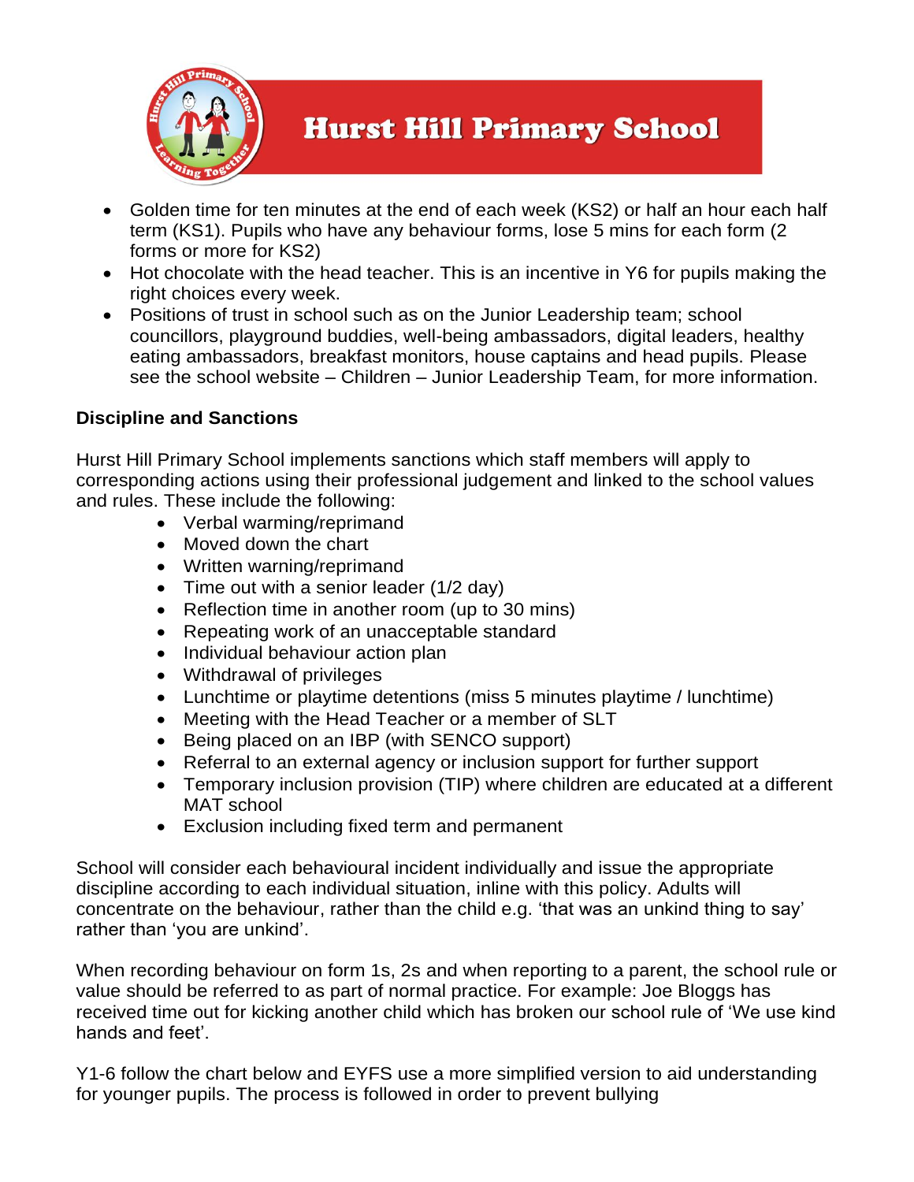- Golden time for ten minutes at the end of each week (KS2) or half an hour each half term (KS1). Pupils who have any behaviour forms, lose 5 mins for each form (2 forms or more for KS2)
- Hot chocolate with the head teacher. This is an incentive in Y6 for pupils making the right choices every week.
- Positions of trust in school such as on the Junior Leadership team; school councillors, playground buddies, well-being ambassadors, digital leaders, healthy eating ambassadors, breakfast monitors, house captains and head pupils. Please see the school website – Children – Junior Leadership Team, for more information.

**Discipline and Sanctions**

Hurst Hill Primary School implements sanctions which staff members will apply to corresponding actions using their professional judgement and linked to the school values and rules. These include the following:

- Verbal warming/reprimand
- Moved down the chart
- Written warning/reprimand
- Time out with a senior leader (1/2 day)
- Reflection time in another room (up to 30 mins)
- Repeating work of an unacceptable standard
- Individual behaviour action plan
- Withdrawal of privileges
- Lunchtime or playtime detentions (miss 5 minutes playtime / lunchtime)
- Meeting with the Head Teacher or a member of SLT
- Being placed on an IBP (with SENCO support)
- Referral to an external agency or inclusion support for further support
- Temporary inclusion provision (TIP) where children are educated at a different MAT school
- Exclusion including fixed term and permanent

School will consider each behavioural incident individually and issue the appropriate discipline according to each individual situation, inline with this policy. Adults will concentrate on the behaviour, rather than the child e.g. 'that was an unkind thing to say' rather than 'you are unkind'.

When recording behaviour on form 1s, 2s and when reporting to a parent, the school rule or value should be referred to as part of normal practice. For example: Joe Bloggs has received time out for kicking another child which has broken our school rule of 'We use kind hands and feet'.

Y1-6 follow the chart below and EYFS use a more simplified version to aid understanding for younger pupils. The process is followed in order to prevent bullying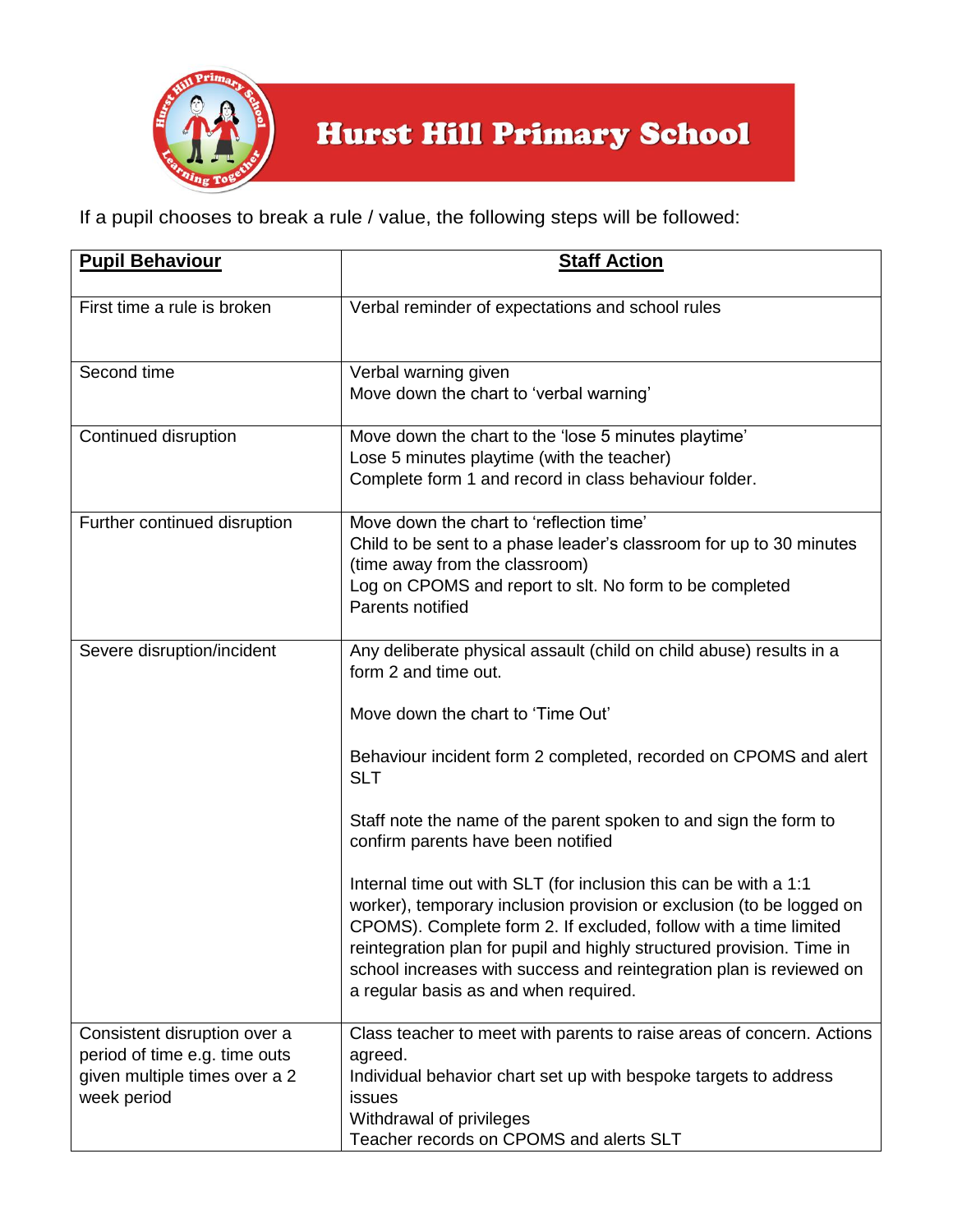If a pupil chooses to break a rule / value, the following steps will be followed:

| **Pupil Behaviour** | **Staff Action** |
|---|---|
| First time a rule is broken | Verbal reminder of expectations and school rules |
| Second time | Verbal warning given<br>Move down the chart to 'verbal warning' |
| Continued disruption | Move down the chart to the 'lose 5 minutes playtime'<br>Lose 5 minutes playtime (with the teacher)<br>Complete form 1 and record in class behaviour folder. |
| Further continued disruption | Move down the chart to 'reflection time'<br>Child to be sent to a phase leader's classroom for up to 30 minutes (time away from the classroom)<br>Log on CPOMS and report to slt. No form to be completed<br>Parents notified |
| Severe disruption/incident | Any deliberate physical assault (child on child abuse) results in a form 2 and time out.<br><br>Move down the chart to 'Time Out'<br><br>Behaviour incident form 2 completed, recorded on CPOMS and alert SLT<br><br>Staff note the name of the parent spoken to and sign the form to confirm parents have been notified<br><br>Internal time out with SLT (for inclusion this can be with a 1:1 worker), temporary inclusion provision or exclusion (to be logged on CPOMS). Complete form 2. If excluded, follow with a time limited reintegration plan for pupil and highly structured provision. Time in school increases with success and reintegration plan is reviewed on a regular basis as and when required. |
| Consistent disruption over a period of time e.g. time outs given multiple times over a 2 week period | Class teacher to meet with parents to raise areas of concern. Actions agreed.<br>Individual behavior chart set up with bespoke targets to address issues<br>Withdrawal of privileges<br>Teacher records on CPOMS and alerts SLT |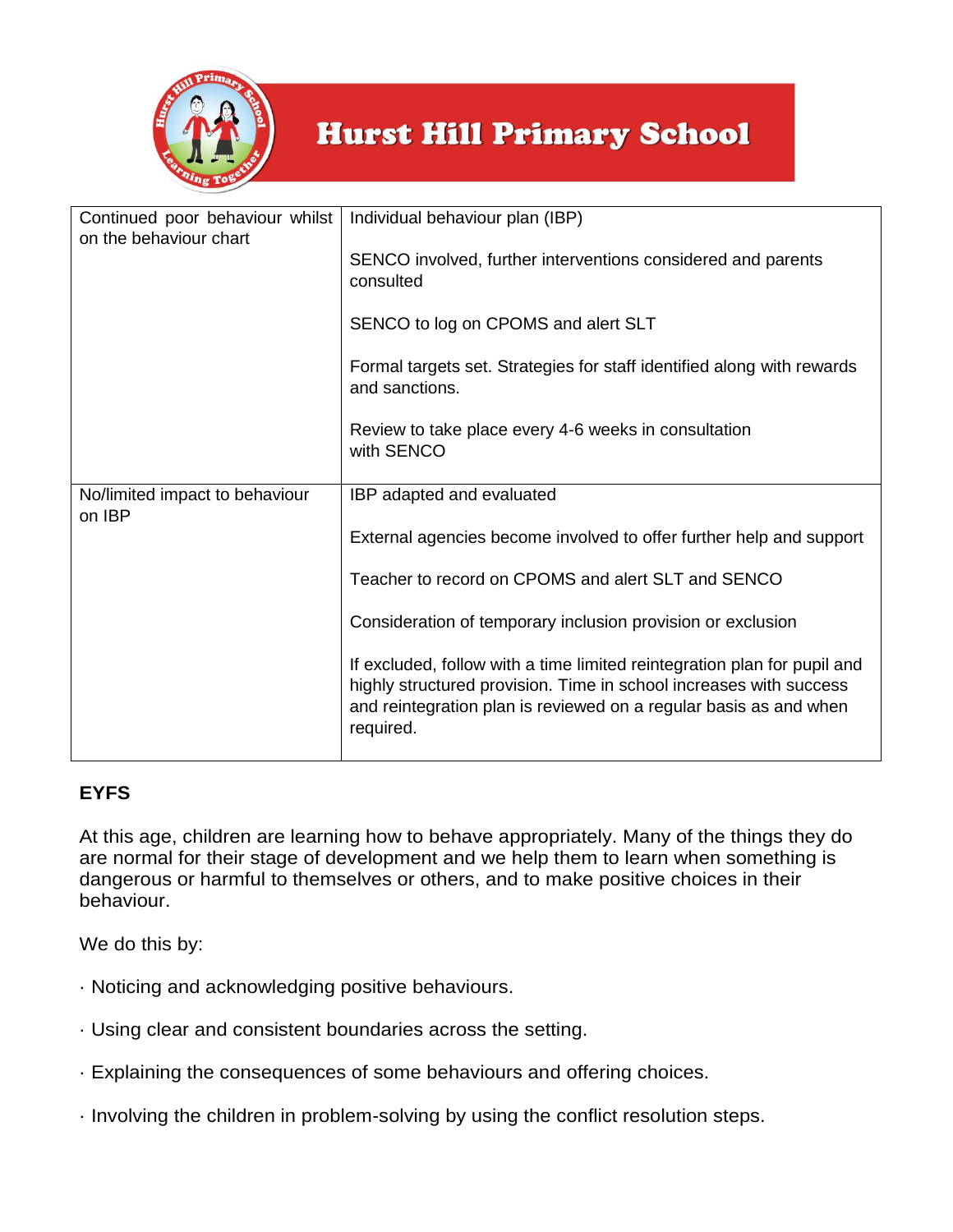| | |
|---|---|
| Continued poor behaviour whilst on the behaviour chart | Individual behaviour plan (IBP)<br><br>SENCO involved, further interventions considered and parents consulted<br><br>SENCO to log on CPOMS and alert SLT<br><br>Formal targets set. Strategies for staff identified along with rewards and sanctions.<br><br>Review to take place every 4-6 weeks in consultation with SENCO |
| No/limited impact to behaviour on IBP | IBP adapted and evaluated<br><br>External agencies become involved to offer further help and support<br><br>Teacher to record on CPOMS and alert SLT and SENCO<br><br>Consideration of temporary inclusion provision or exclusion<br><br>If excluded, follow with a time limited reintegration plan for pupil and highly structured provision. Time in school increases with success and reintegration plan is reviewed on a regular basis as and when required. |

**EYFS**

At this age, children are learning how to behave appropriately. Many of the things they do are normal for their stage of development and we help them to learn when something is dangerous or harmful to themselves or others, and to make positive choices in their behaviour.

We do this by:

· Noticing and acknowledging positive behaviours.

· Using clear and consistent boundaries across the setting.

· Explaining the consequences of some behaviours and offering choices.

· Involving the children in problem-solving by using the conflict resolution steps.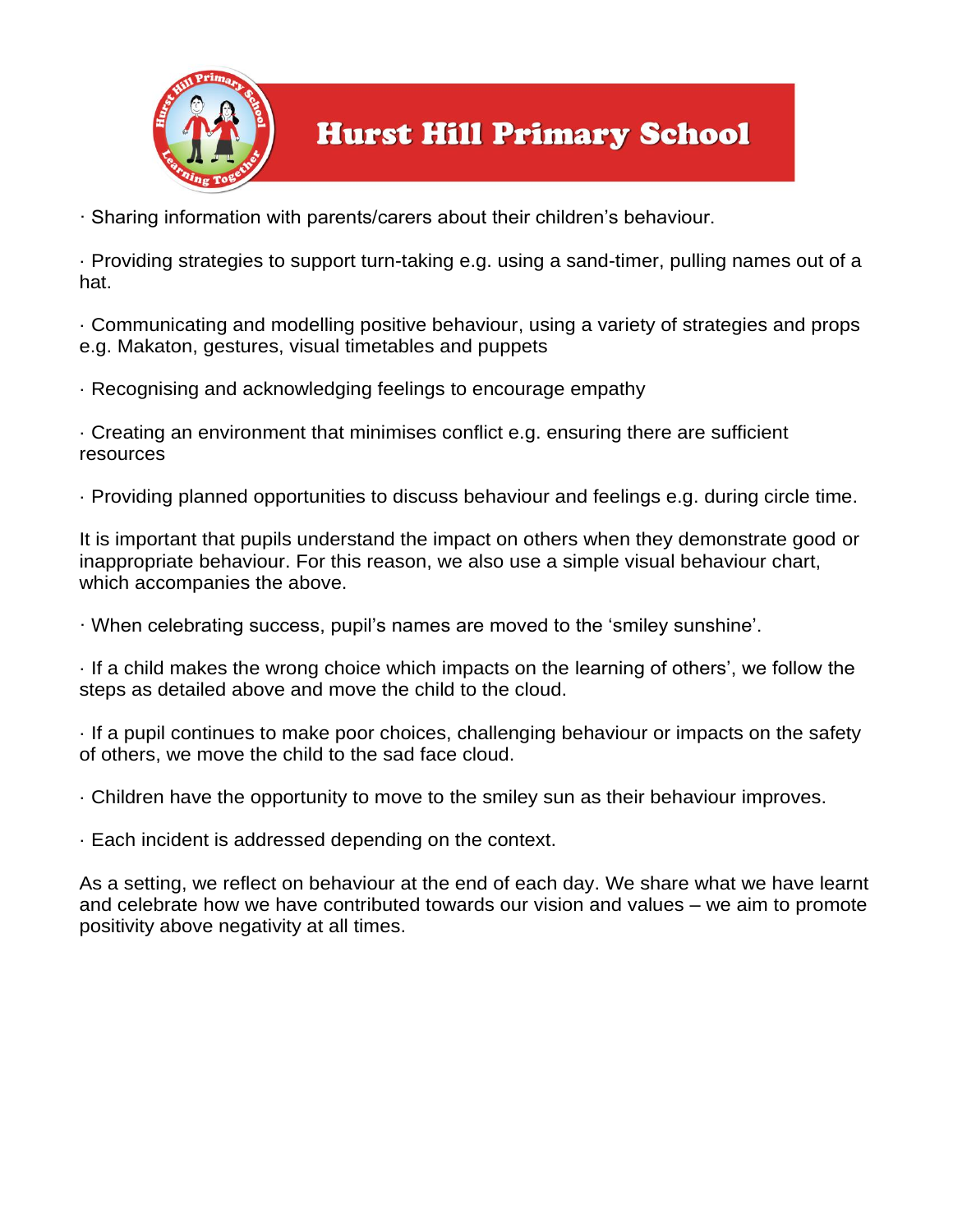· Sharing information with parents/carers about their children's behaviour.

· Providing strategies to support turn-taking e.g. using a sand-timer, pulling names out of a hat.

· Communicating and modelling positive behaviour, using a variety of strategies and props e.g. Makaton, gestures, visual timetables and puppets

· Recognising and acknowledging feelings to encourage empathy

· Creating an environment that minimises conflict e.g. ensuring there are sufficient resources

· Providing planned opportunities to discuss behaviour and feelings e.g. during circle time.

It is important that pupils understand the impact on others when they demonstrate good or inappropriate behaviour. For this reason, we also use a simple visual behaviour chart, which accompanies the above.

· When celebrating success, pupil's names are moved to the 'smiley sunshine'.

· If a child makes the wrong choice which impacts on the learning of others', we follow the steps as detailed above and move the child to the cloud.

· If a pupil continues to make poor choices, challenging behaviour or impacts on the safety of others, we move the child to the sad face cloud.

· Children have the opportunity to move to the smiley sun as their behaviour improves.

· Each incident is addressed depending on the context.

As a setting, we reflect on behaviour at the end of each day. We share what we have learnt and celebrate how we have contributed towards our vision and values – we aim to promote positivity above negativity at all times.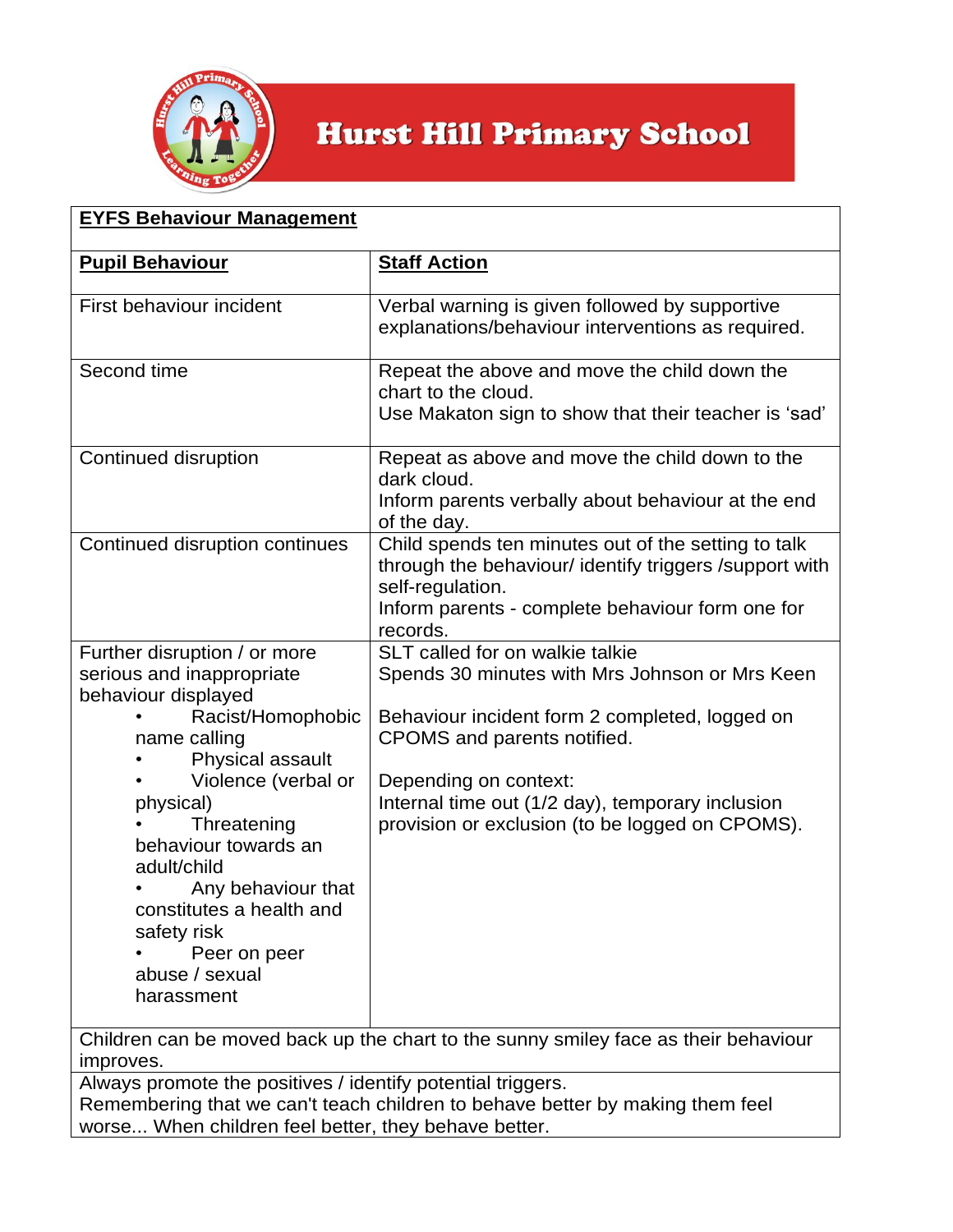# Hurst Hill Primary School

| **EYFS Behaviour Management** | |
|---|---|
| **Pupil Behaviour** | **Staff Action** |
| First behaviour incident | Verbal warning is given followed by supportive explanations/behaviour interventions as required. |
| Second time | Repeat the above and move the child down the chart to the cloud.<br>Use Makaton sign to show that their teacher is 'sad' |
| Continued disruption | Repeat as above and move the child down to the dark cloud.<br>Inform parents verbally about behaviour at the end of the day. |
| Continued disruption continues | Child spends ten minutes out of the setting to talk through the behaviour/ identify triggers /support with self-regulation.<br>Inform parents - complete behaviour form one for records. |
| Further disruption / or more serious and inappropriate behaviour displayed<br>• Racist/Homophobic name calling<br>• Physical assault<br>• Violence (verbal or physical)<br>• Threatening behaviour towards an adult/child<br>• Any behaviour that constitutes a health and safety risk<br>• Peer on peer abuse / sexual harassment | SLT called for on walkie talkie<br>Spends 30 minutes with Mrs Johnson or Mrs Keen<br><br>Behaviour incident form 2 completed, logged on CPOMS and parents notified.<br><br>Depending on context:<br>Internal time out (1/2 day), temporary inclusion provision or exclusion (to be logged on CPOMS). |
| Children can be moved back up the chart to the sunny smiley face as their behaviour improves. | |
| Always promote the positives / identify potential triggers.<br>Remembering that we can't teach children to behave better by making them feel worse... When children feel better, they behave better. | |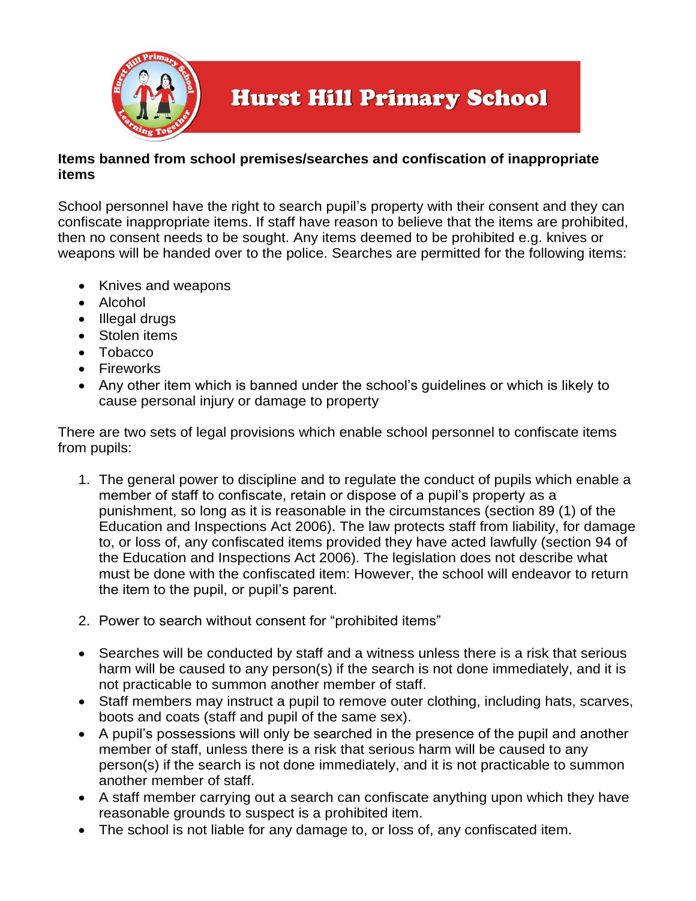**Items banned from school premises/searches and confiscation of inappropriate items**

School personnel have the right to search pupil's property with their consent and they can confiscate inappropriate items. If staff have reason to believe that the items are prohibited, then no consent needs to be sought. Any items deemed to be prohibited e.g. knives or weapons will be handed over to the police. Searches are permitted for the following items:

- Knives and weapons
- Alcohol
- Illegal drugs
- Stolen items
- Tobacco
- Fireworks
- Any other item which is banned under the school's guidelines or which is likely to cause personal injury or damage to property

There are two sets of legal provisions which enable school personnel to confiscate items from pupils:

1. The general power to discipline and to regulate the conduct of pupils which enable a member of staff to confiscate, retain or dispose of a pupil's property as a punishment, so long as it is reasonable in the circumstances (section 89 (1) of the Education and Inspections Act 2006). The law protects staff from liability, for damage to, or loss of, any confiscated items provided they have acted lawfully (section 94 of the Education and Inspections Act 2006). The legislation does not describe what must be done with the confiscated item: However, the school will endeavor to return the item to the pupil, or pupil's parent.

2. Power to search without consent for "prohibited items"

- Searches will be conducted by staff and a witness unless there is a risk that serious harm will be caused to any person(s) if the search is not done immediately, and it is not practicable to summon another member of staff.
- Staff members may instruct a pupil to remove outer clothing, including hats, scarves, boots and coats (staff and pupil of the same sex).
- A pupil's possessions will only be searched in the presence of the pupil and another member of staff, unless there is a risk that serious harm will be caused to any person(s) if the search is not done immediately, and it is not practicable to summon another member of staff.
- A staff member carrying out a search can confiscate anything upon which they have reasonable grounds to suspect is a prohibited item.
- The school is not liable for any damage to, or loss of, any confiscated item.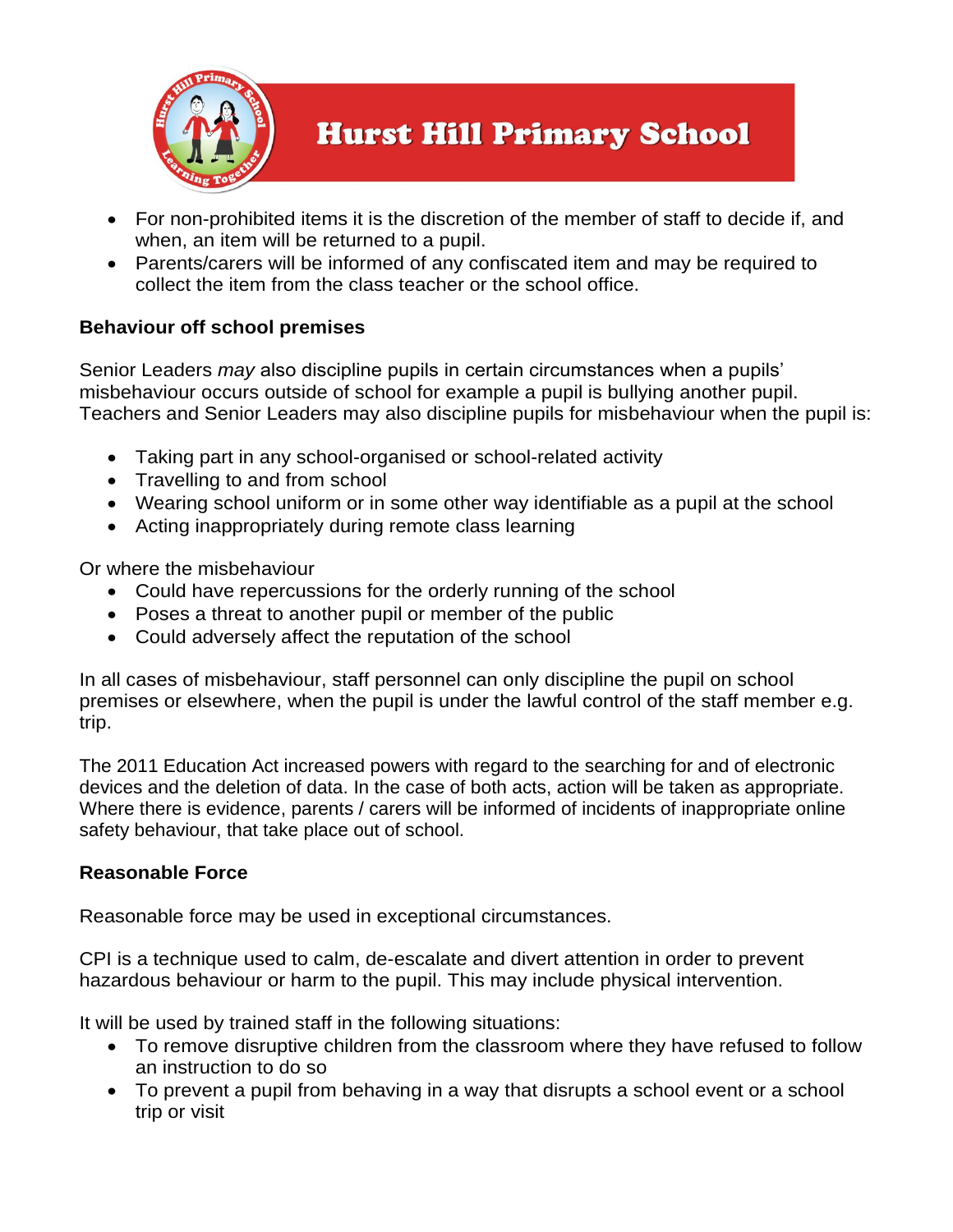- For non-prohibited items it is the discretion of the member of staff to decide if, and when, an item will be returned to a pupil.
- Parents/carers will be informed of any confiscated item and may be required to collect the item from the class teacher or the school office.

**Behaviour off school premises**

Senior Leaders *may* also discipline pupils in certain circumstances when a pupils' misbehaviour occurs outside of school for example a pupil is bullying another pupil. Teachers and Senior Leaders may also discipline pupils for misbehaviour when the pupil is:

- Taking part in any school-organised or school-related activity
- Travelling to and from school
- Wearing school uniform or in some other way identifiable as a pupil at the school
- Acting inappropriately during remote class learning

Or where the misbehaviour

- Could have repercussions for the orderly running of the school
- Poses a threat to another pupil or member of the public
- Could adversely affect the reputation of the school

In all cases of misbehaviour, staff personnel can only discipline the pupil on school premises or elsewhere, when the pupil is under the lawful control of the staff member e.g. trip.

The 2011 Education Act increased powers with regard to the searching for and of electronic devices and the deletion of data. In the case of both acts, action will be taken as appropriate. Where there is evidence, parents / carers will be informed of incidents of inappropriate online safety behaviour, that take place out of school.

**Reasonable Force**

Reasonable force may be used in exceptional circumstances.

CPI is a technique used to calm, de-escalate and divert attention in order to prevent hazardous behaviour or harm to the pupil. This may include physical intervention.

It will be used by trained staff in the following situations:

- To remove disruptive children from the classroom where they have refused to follow an instruction to do so
- To prevent a pupil from behaving in a way that disrupts a school event or a school trip or visit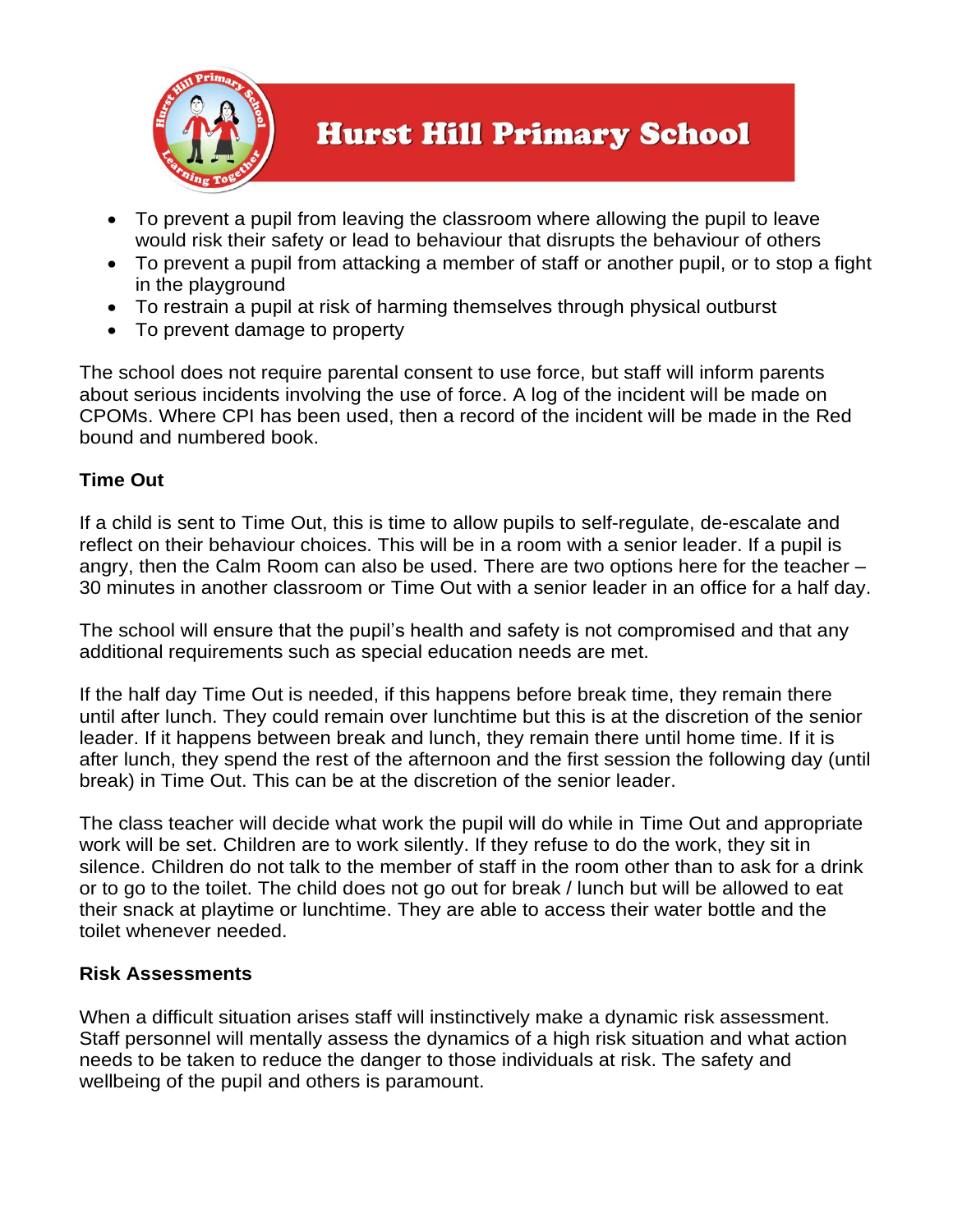- To prevent a pupil from leaving the classroom where allowing the pupil to leave would risk their safety or lead to behaviour that disrupts the behaviour of others
- To prevent a pupil from attacking a member of staff or another pupil, or to stop a fight in the playground
- To restrain a pupil at risk of harming themselves through physical outburst
- To prevent damage to property

The school does not require parental consent to use force, but staff will inform parents about serious incidents involving the use of force. A log of the incident will be made on CPOMs. Where CPI has been used, then a record of the incident will be made in the Red bound and numbered book.

**Time Out**

If a child is sent to Time Out, this is time to allow pupils to self-regulate, de-escalate and reflect on their behaviour choices. This will be in a room with a senior leader. If a pupil is angry, then the Calm Room can also be used. There are two options here for the teacher – 30 minutes in another classroom or Time Out with a senior leader in an office for a half day.

The school will ensure that the pupil's health and safety is not compromised and that any additional requirements such as special education needs are met.

If the half day Time Out is needed, if this happens before break time, they remain there until after lunch. They could remain over lunchtime but this is at the discretion of the senior leader. If it happens between break and lunch, they remain there until home time. If it is after lunch, they spend the rest of the afternoon and the first session the following day (until break) in Time Out. This can be at the discretion of the senior leader.

The class teacher will decide what work the pupil will do while in Time Out and appropriate work will be set. Children are to work silently. If they refuse to do the work, they sit in silence. Children do not talk to the member of staff in the room other than to ask for a drink or to go to the toilet. The child does not go out for break / lunch but will be allowed to eat their snack at playtime or lunchtime. They are able to access their water bottle and the toilet whenever needed.

**Risk Assessments**

When a difficult situation arises staff will instinctively make a dynamic risk assessment. Staff personnel will mentally assess the dynamics of a high risk situation and what action needs to be taken to reduce the danger to those individuals at risk. The safety and wellbeing of the pupil and others is paramount.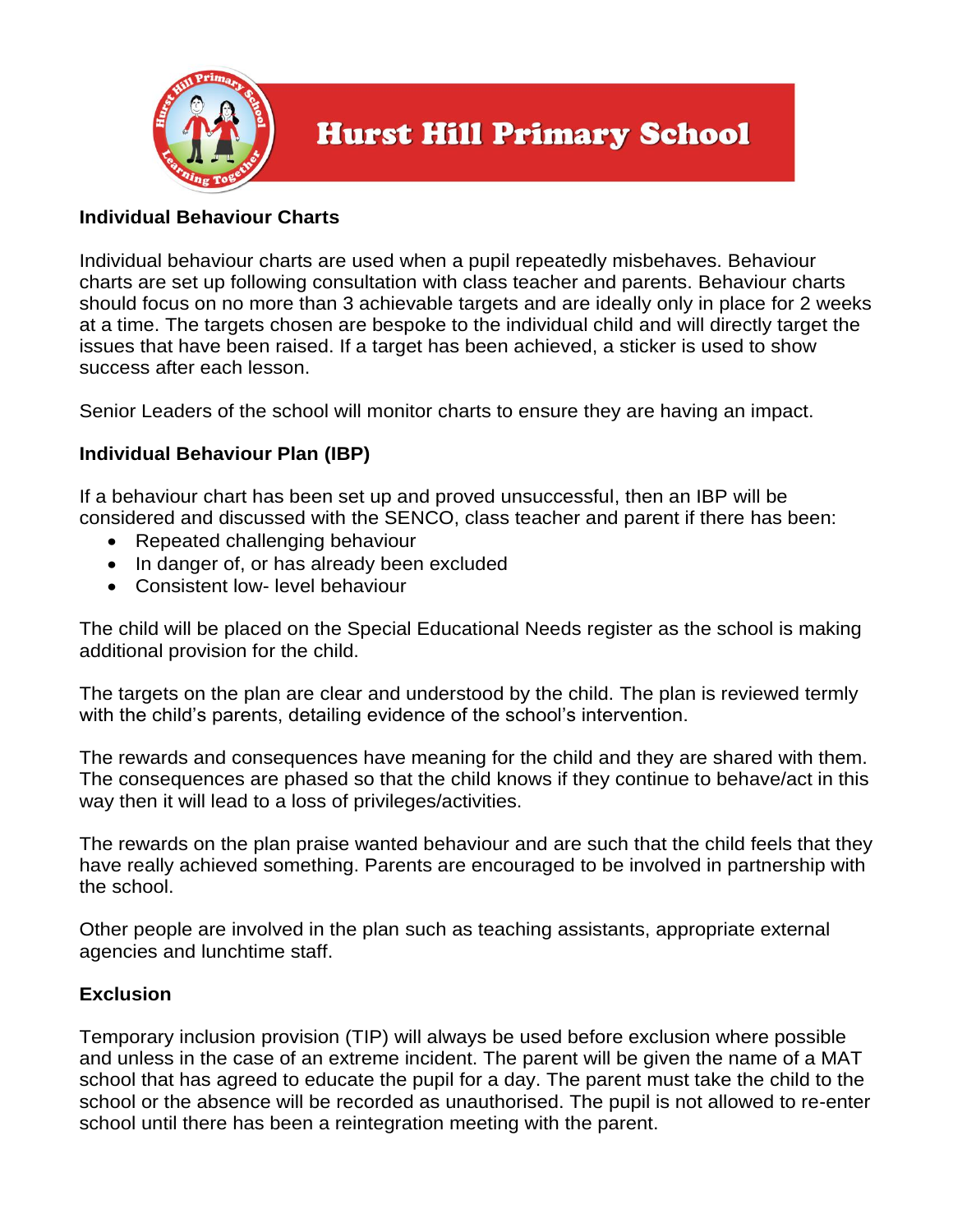**Individual Behaviour Charts**

Individual behaviour charts are used when a pupil repeatedly misbehaves. Behaviour charts are set up following consultation with class teacher and parents. Behaviour charts should focus on no more than 3 achievable targets and are ideally only in place for 2 weeks at a time. The targets chosen are bespoke to the individual child and will directly target the issues that have been raised. If a target has been achieved, a sticker is used to show success after each lesson.

Senior Leaders of the school will monitor charts to ensure they are having an impact.

**Individual Behaviour Plan (IBP)**

If a behaviour chart has been set up and proved unsuccessful, then an IBP will be considered and discussed with the SENCO, class teacher and parent if there has been:

- Repeated challenging behaviour
- In danger of, or has already been excluded
- Consistent low- level behaviour

The child will be placed on the Special Educational Needs register as the school is making additional provision for the child.

The targets on the plan are clear and understood by the child. The plan is reviewed termly with the child's parents, detailing evidence of the school's intervention.

The rewards and consequences have meaning for the child and they are shared with them. The consequences are phased so that the child knows if they continue to behave/act in this way then it will lead to a loss of privileges/activities.

The rewards on the plan praise wanted behaviour and are such that the child feels that they have really achieved something. Parents are encouraged to be involved in partnership with the school.

Other people are involved in the plan such as teaching assistants, appropriate external agencies and lunchtime staff.

**Exclusion**

Temporary inclusion provision (TIP) will always be used before exclusion where possible and unless in the case of an extreme incident. The parent will be given the name of a MAT school that has agreed to educate the pupil for a day. The parent must take the child to the school or the absence will be recorded as unauthorised. The pupil is not allowed to re-enter school until there has been a reintegration meeting with the parent.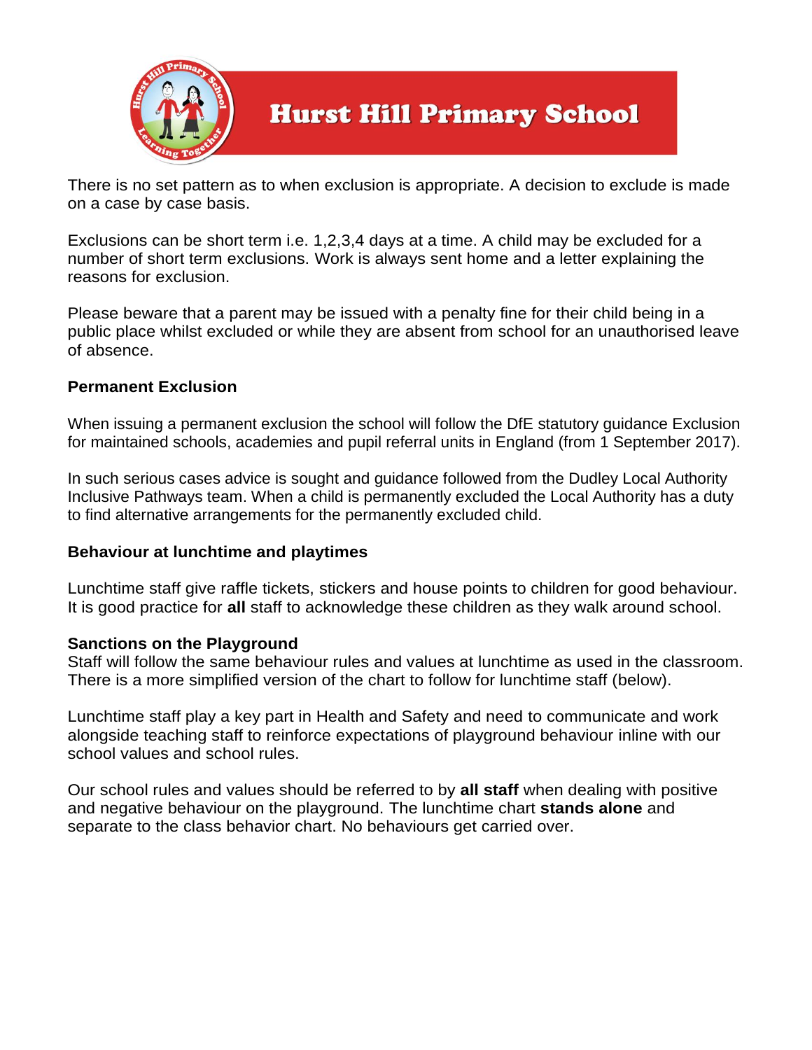There is no set pattern as to when exclusion is appropriate. A decision to exclude is made on a case by case basis.

Exclusions can be short term i.e. 1,2,3,4 days at a time. A child may be excluded for a number of short term exclusions. Work is always sent home and a letter explaining the reasons for exclusion.

Please beware that a parent may be issued with a penalty fine for their child being in a public place whilst excluded or while they are absent from school for an unauthorised leave of absence.

**Permanent Exclusion**

When issuing a permanent exclusion the school will follow the DfE statutory guidance Exclusion for maintained schools, academies and pupil referral units in England (from 1 September 2017).

In such serious cases advice is sought and guidance followed from the Dudley Local Authority Inclusive Pathways team. When a child is permanently excluded the Local Authority has a duty to find alternative arrangements for the permanently excluded child.

**Behaviour at lunchtime and playtimes**

Lunchtime staff give raffle tickets, stickers and house points to children for good behaviour. It is good practice for **all** staff to acknowledge these children as they walk around school.

**Sanctions on the Playground**

Staff will follow the same behaviour rules and values at lunchtime as used in the classroom. There is a more simplified version of the chart to follow for lunchtime staff (below).

Lunchtime staff play a key part in Health and Safety and need to communicate and work alongside teaching staff to reinforce expectations of playground behaviour inline with our school values and school rules.

Our school rules and values should be referred to by **all staff** when dealing with positive and negative behaviour on the playground. The lunchtime chart **stands alone** and separate to the class behavior chart. No behaviours get carried over.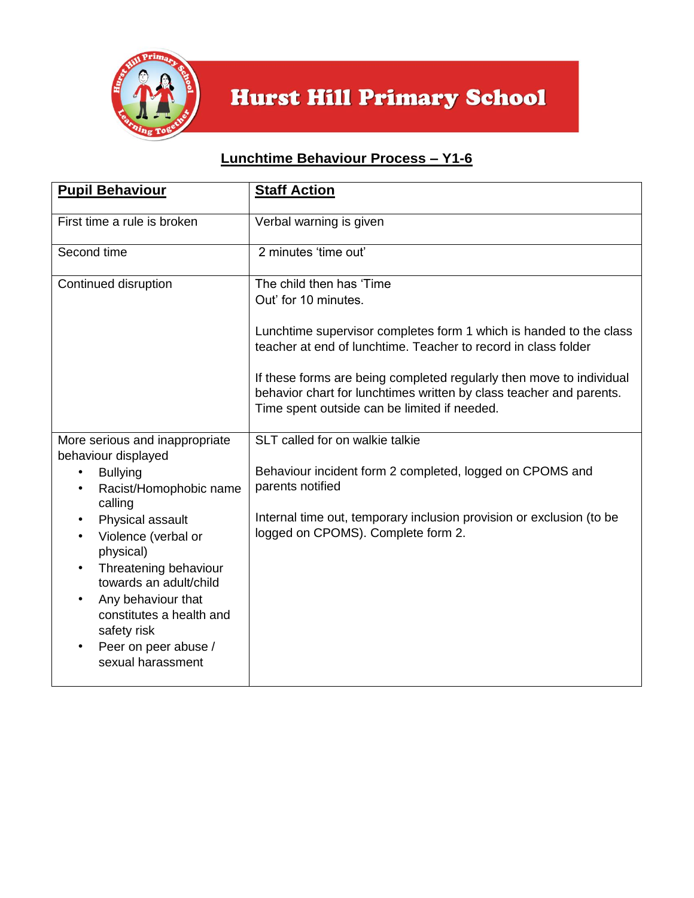# Hurst Hill Primary School

## Lunchtime Behaviour Process – Y1-6

| Pupil Behaviour | Staff Action |
|---|---|
| First time a rule is broken | Verbal warning is given |
| Second time | 2 minutes 'time out' |
| Continued disruption | The child then has 'Time Out' for 10 minutes.<br><br>Lunchtime supervisor completes form 1 which is handed to the class teacher at end of lunchtime. Teacher to record in class folder<br><br>If these forms are being completed regularly then move to individual behavior chart for lunchtimes written by class teacher and parents. Time spent outside can be limited if needed. |
| More serious and inappropriate behaviour displayed<br>• Bullying<br>• Racist/Homophobic name calling<br>• Physical assault<br>• Violence (verbal or physical)<br>• Threatening behaviour towards an adult/child<br>• Any behaviour that constitutes a health and safety risk<br>• Peer on peer abuse / sexual harassment | SLT called for on walkie talkie<br><br>Behaviour incident form 2 completed, logged on CPOMS and parents notified<br><br>Internal time out, temporary inclusion provision or exclusion (to be logged on CPOMS). Complete form 2. |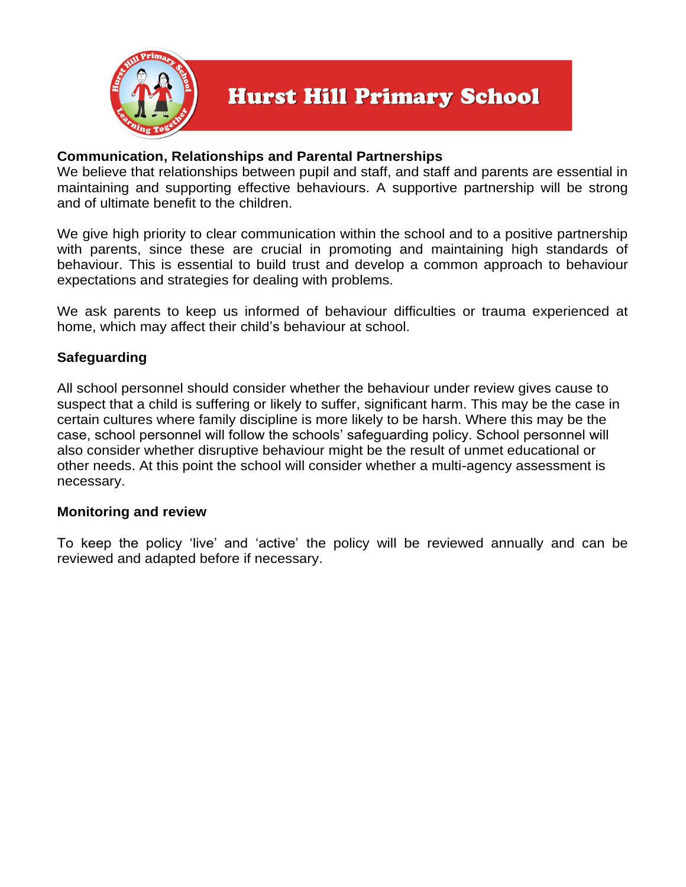**Communication, Relationships and Parental Partnerships**

We believe that relationships between pupil and staff, and staff and parents are essential in maintaining and supporting effective behaviours. A supportive partnership will be strong and of ultimate benefit to the children.

We give high priority to clear communication within the school and to a positive partnership with parents, since these are crucial in promoting and maintaining high standards of behaviour. This is essential to build trust and develop a common approach to behaviour expectations and strategies for dealing with problems.

We ask parents to keep us informed of behaviour difficulties or trauma experienced at home, which may affect their child's behaviour at school.

**Safeguarding**

All school personnel should consider whether the behaviour under review gives cause to suspect that a child is suffering or likely to suffer, significant harm. This may be the case in certain cultures where family discipline is more likely to be harsh. Where this may be the case, school personnel will follow the schools' safeguarding policy. School personnel will also consider whether disruptive behaviour might be the result of unmet educational or other needs. At this point the school will consider whether a multi-agency assessment is necessary.

**Monitoring and review**

To keep the policy 'live' and 'active' the policy will be reviewed annually and can be reviewed and adapted before if necessary.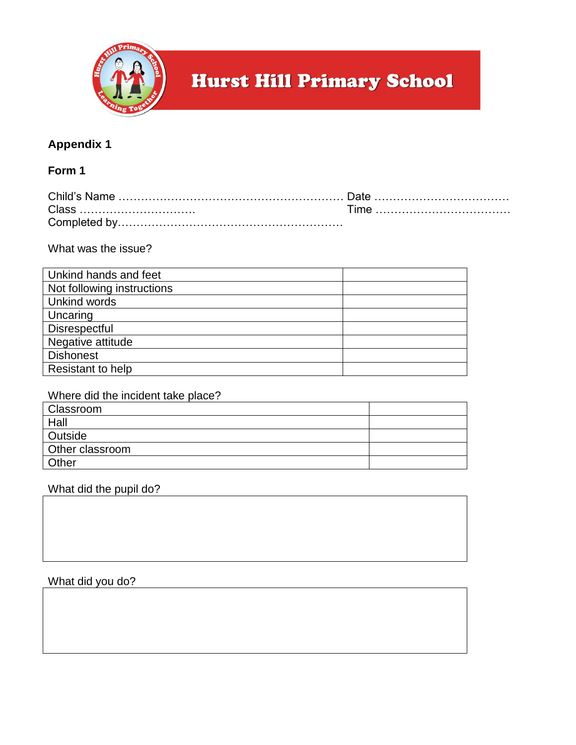# Hurst Hill Primary School

**Appendix 1**

**Form 1**

Child's Name ………………………………………………… Date ………………………………
Class ………………………….                                                                   Time ………………………………
Completed by…………………………………………………

What was the issue?

| | |
|---|---|
| Unkind hands and feet | |
| Not following instructions | |
| Unkind words | |
| Uncaring | |
| Disrespectful | |
| Negative attitude | |
| Dishonest | |
| Resistant to help | |

Where did the incident take place?

| | |
|---|---|
| Classroom | |
| Hall | |
| Outside | |
| Other classroom | |
| Other | |

What did the pupil do?

| |
|---|
| |

What did you do?

| |
|---|
| |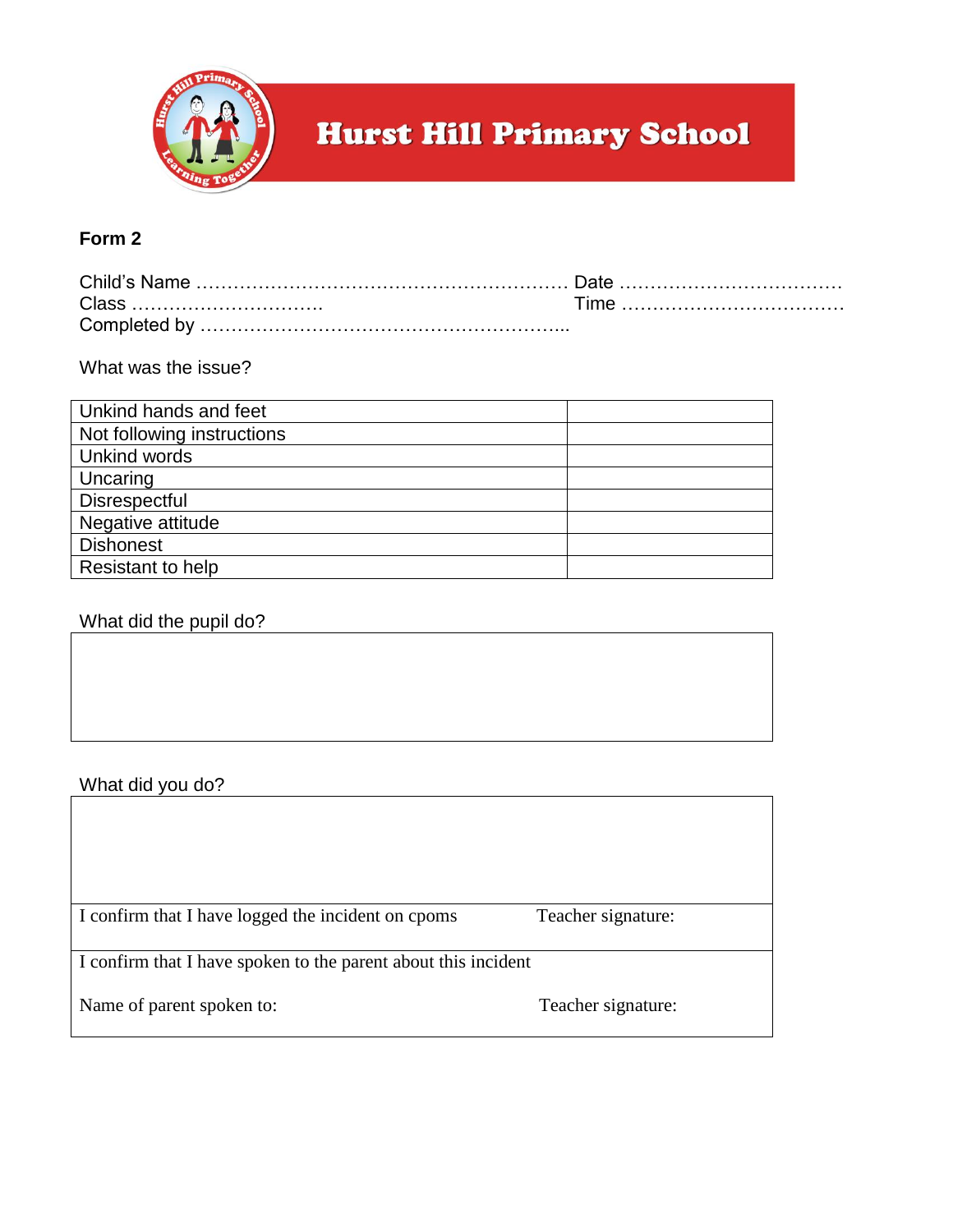# Hurst Hill Primary School

**Form 2**

Child's Name …………………………………………………… Date ………………………………
Class …………………………. Time ………………………………
Completed by …………………………………………………..

What was the issue?

| | |
|---|---|
| Unkind hands and feet | |
| Not following instructions | |
| Unkind words | |
| Uncaring | |
| Disrespectful | |
| Negative attitude | |
| Dishonest | |
| Resistant to help | |

What did the pupil do?

| |
|---|
| |

What did you do?

| | |
|---|---|
| | |
| I confirm that I have logged the incident on cpoms | Teacher signature: |
| I confirm that I have spoken to the parent about this incident<br><br>Name of parent spoken to: | Teacher signature: |